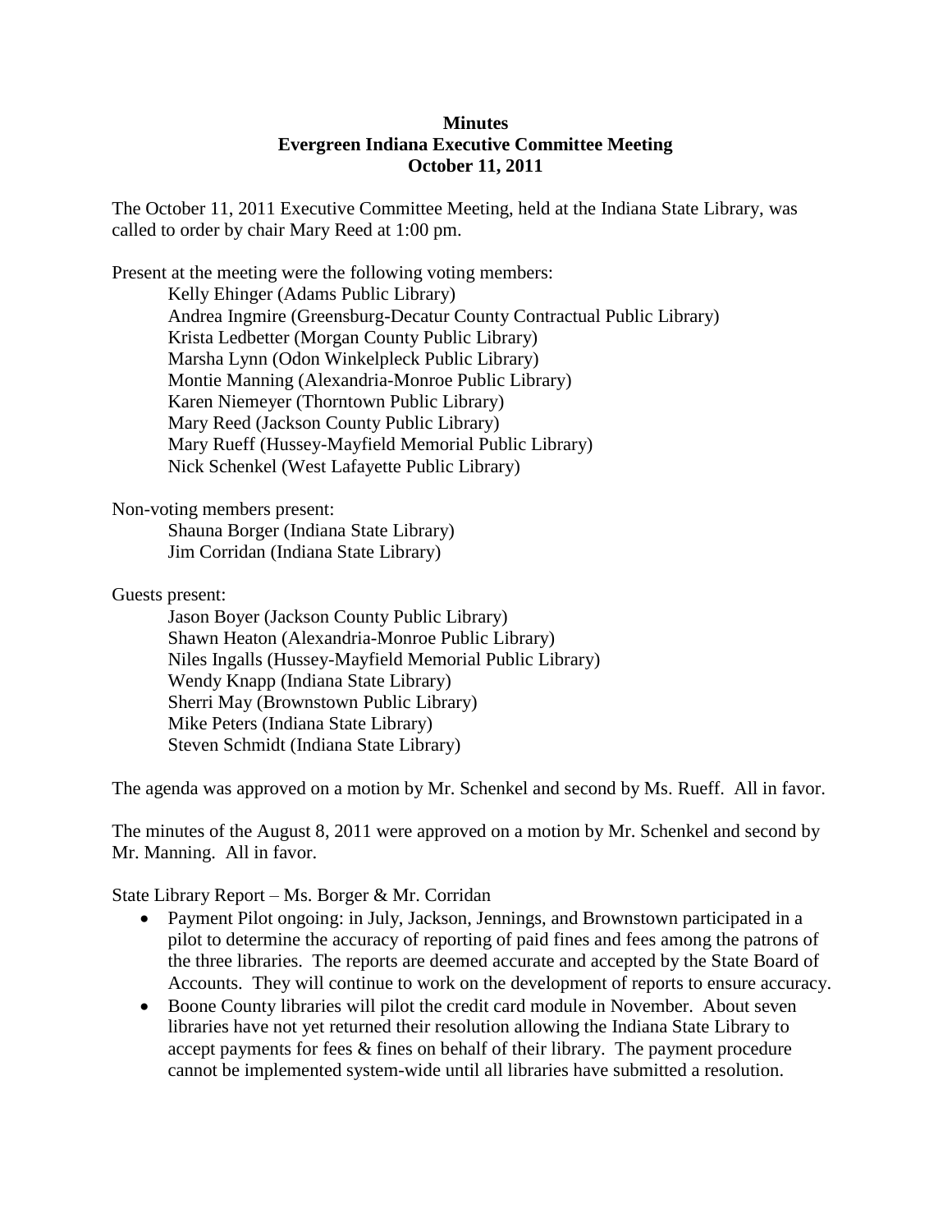**Minutes**
**Evergreen Indiana Executive Committee Meeting**
**October 11, 2011**

The October 11, 2011 Executive Committee Meeting, held at the Indiana State Library, was called to order by chair Mary Reed at 1:00 pm.

Present at the meeting were the following voting members:

Kelly Ehinger (Adams Public Library)
Andrea Ingmire (Greensburg-Decatur County Contractual Public Library)
Krista Ledbetter (Morgan County Public Library)
Marsha Lynn (Odon Winkelpleck Public Library)
Montie Manning (Alexandria-Monroe Public Library)
Karen Niemeyer (Thorntown Public Library)
Mary Reed (Jackson County Public Library)
Mary Rueff (Hussey-Mayfield Memorial Public Library)
Nick Schenkel (West Lafayette Public Library)

Non-voting members present:

Shauna Borger (Indiana State Library)
Jim Corridan (Indiana State Library)

Guests present:

Jason Boyer (Jackson County Public Library)
Shawn Heaton (Alexandria-Monroe Public Library)
Niles Ingalls (Hussey-Mayfield Memorial Public Library)
Wendy Knapp (Indiana State Library)
Sherri May (Brownstown Public Library)
Mike Peters (Indiana State Library)
Steven Schmidt (Indiana State Library)

The agenda was approved on a motion by Mr. Schenkel and second by Ms. Rueff. All in favor.

The minutes of the August 8, 2011 were approved on a motion by Mr. Schenkel and second by Mr. Manning. All in favor.

State Library Report – Ms. Borger & Mr. Corridan

- Payment Pilot ongoing: in July, Jackson, Jennings, and Brownstown participated in a pilot to determine the accuracy of reporting of paid fines and fees among the patrons of the three libraries. The reports are deemed accurate and accepted by the State Board of Accounts. They will continue to work on the development of reports to ensure accuracy.
- Boone County libraries will pilot the credit card module in November. About seven libraries have not yet returned their resolution allowing the Indiana State Library to accept payments for fees & fines on behalf of their library. The payment procedure cannot be implemented system-wide until all libraries have submitted a resolution.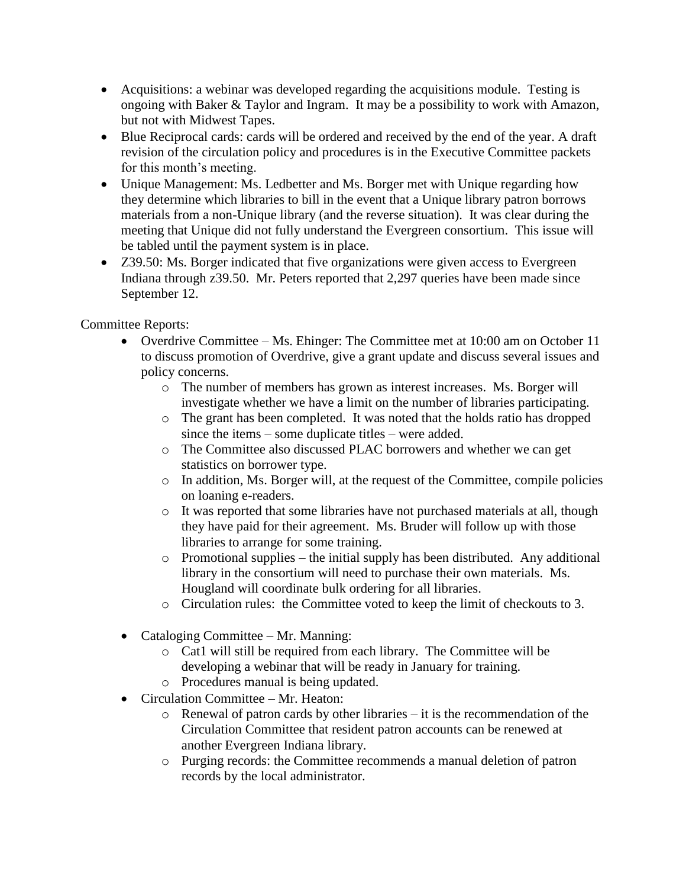- Acquisitions: a webinar was developed regarding the acquisitions module. Testing is ongoing with Baker & Taylor and Ingram. It may be a possibility to work with Amazon, but not with Midwest Tapes.
- Blue Reciprocal cards: cards will be ordered and received by the end of the year. A draft revision of the circulation policy and procedures is in the Executive Committee packets for this month's meeting.
- Unique Management: Ms. Ledbetter and Ms. Borger met with Unique regarding how they determine which libraries to bill in the event that a Unique library patron borrows materials from a non-Unique library (and the reverse situation). It was clear during the meeting that Unique did not fully understand the Evergreen consortium. This issue will be tabled until the payment system is in place.
- Z39.50: Ms. Borger indicated that five organizations were given access to Evergreen Indiana through z39.50. Mr. Peters reported that 2,297 queries have been made since September 12.

Committee Reports:

- Overdrive Committee – Ms. Ehinger: The Committee met at 10:00 am on October 11 to discuss promotion of Overdrive, give a grant update and discuss several issues and policy concerns.
  - The number of members has grown as interest increases. Ms. Borger will investigate whether we have a limit on the number of libraries participating.
  - The grant has been completed. It was noted that the holds ratio has dropped since the items – some duplicate titles – were added.
  - The Committee also discussed PLAC borrowers and whether we can get statistics on borrower type.
  - In addition, Ms. Borger will, at the request of the Committee, compile policies on loaning e-readers.
  - It was reported that some libraries have not purchased materials at all, though they have paid for their agreement. Ms. Bruder will follow up with those libraries to arrange for some training.
  - Promotional supplies – the initial supply has been distributed. Any additional library in the consortium will need to purchase their own materials. Ms. Hougland will coordinate bulk ordering for all libraries.
  - Circulation rules: the Committee voted to keep the limit of checkouts to 3.

- Cataloging Committee – Mr. Manning:
  - Cat1 will still be required from each library. The Committee will be developing a webinar that will be ready in January for training.
  - Procedures manual is being updated.
- Circulation Committee – Mr. Heaton:
  - Renewal of patron cards by other libraries – it is the recommendation of the Circulation Committee that resident patron accounts can be renewed at another Evergreen Indiana library.
  - Purging records: the Committee recommends a manual deletion of patron records by the local administrator.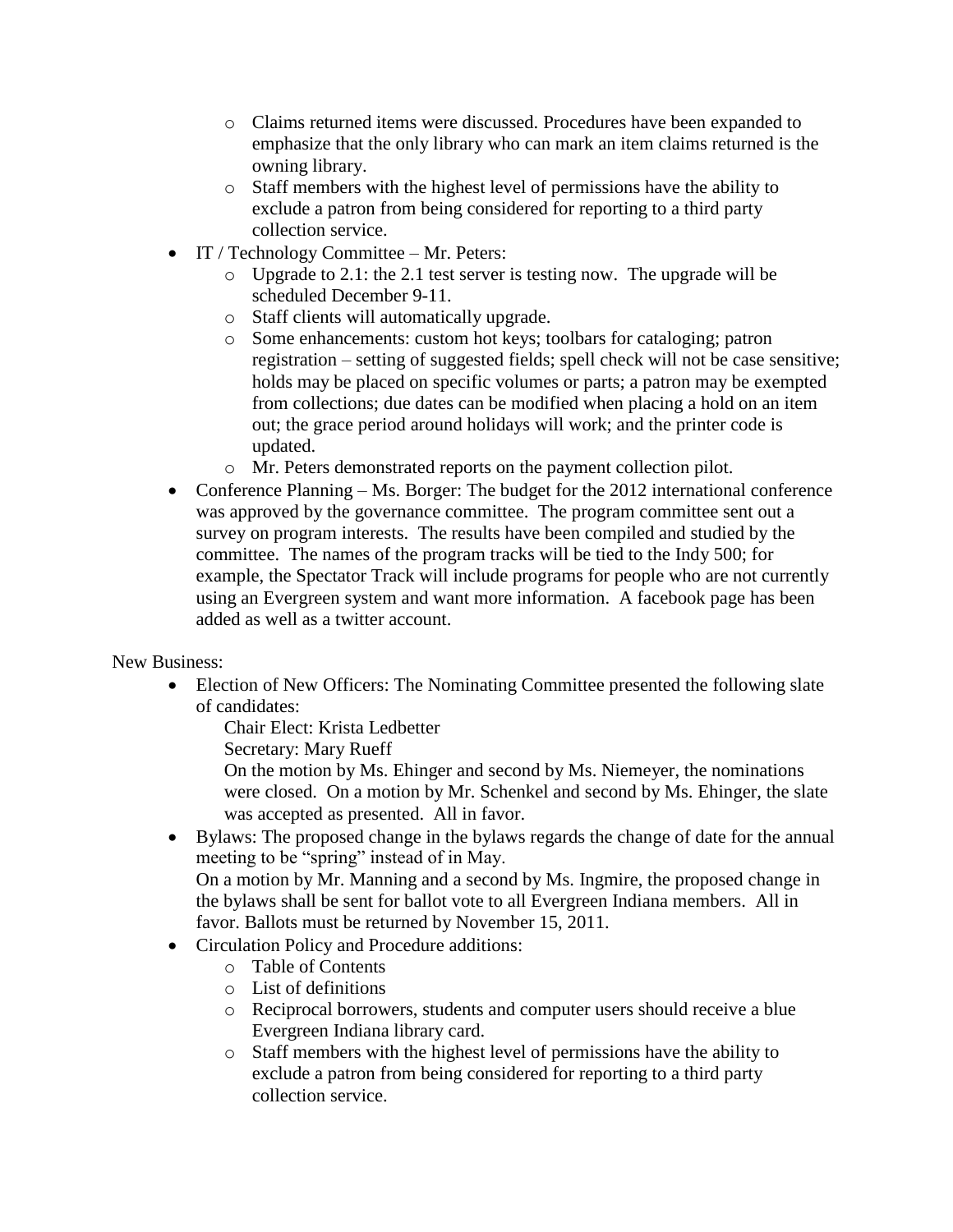- Claims returned items were discussed. Procedures have been expanded to emphasize that the only library who can mark an item claims returned is the owning library.
  - Staff members with the highest level of permissions have the ability to exclude a patron from being considered for reporting to a third party collection service.
- IT / Technology Committee – Mr. Peters:
  - Upgrade to 2.1: the 2.1 test server is testing now. The upgrade will be scheduled December 9-11.
  - Staff clients will automatically upgrade.
  - Some enhancements: custom hot keys; toolbars for cataloging; patron registration – setting of suggested fields; spell check will not be case sensitive; holds may be placed on specific volumes or parts; a patron may be exempted from collections; due dates can be modified when placing a hold on an item out; the grace period around holidays will work; and the printer code is updated.
  - Mr. Peters demonstrated reports on the payment collection pilot.
- Conference Planning – Ms. Borger: The budget for the 2012 international conference was approved by the governance committee. The program committee sent out a survey on program interests. The results have been compiled and studied by the committee. The names of the program tracks will be tied to the Indy 500; for example, the Spectator Track will include programs for people who are not currently using an Evergreen system and want more information. A facebook page has been added as well as a twitter account.

New Business:

- Election of New Officers: The Nominating Committee presented the following slate of candidates:

  Chair Elect: Krista Ledbetter

  Secretary: Mary Rueff

  On the motion by Ms. Ehinger and second by Ms. Niemeyer, the nominations were closed. On a motion by Mr. Schenkel and second by Ms. Ehinger, the slate was accepted as presented. All in favor.
- Bylaws: The proposed change in the bylaws regards the change of date for the annual meeting to be "spring" instead of in May.

  On a motion by Mr. Manning and a second by Ms. Ingmire, the proposed change in the bylaws shall be sent for ballot vote to all Evergreen Indiana members. All in favor. Ballots must be returned by November 15, 2011.
- Circulation Policy and Procedure additions:
  - Table of Contents
  - List of definitions
  - Reciprocal borrowers, students and computer users should receive a blue Evergreen Indiana library card.
  - Staff members with the highest level of permissions have the ability to exclude a patron from being considered for reporting to a third party collection service.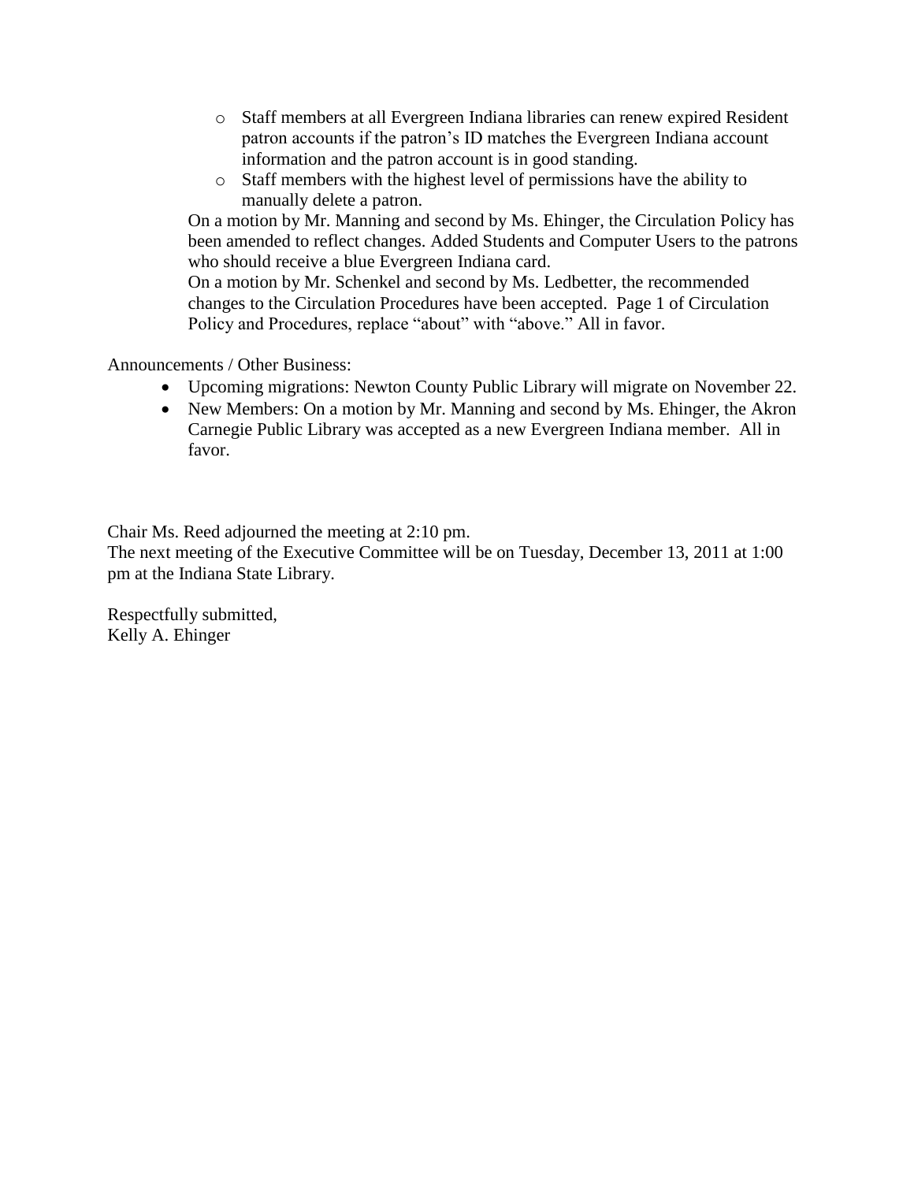- Staff members at all Evergreen Indiana libraries can renew expired Resident patron accounts if the patron's ID matches the Evergreen Indiana account information and the patron account is in good standing.
- Staff members with the highest level of permissions have the ability to manually delete a patron.

On a motion by Mr. Manning and second by Ms. Ehinger, the Circulation Policy has been amended to reflect changes. Added Students and Computer Users to the patrons who should receive a blue Evergreen Indiana card.

On a motion by Mr. Schenkel and second by Ms. Ledbetter, the recommended changes to the Circulation Procedures have been accepted. Page 1 of Circulation Policy and Procedures, replace "about" with "above." All in favor.

Announcements / Other Business:

- Upcoming migrations: Newton County Public Library will migrate on November 22.
- New Members: On a motion by Mr. Manning and second by Ms. Ehinger, the Akron Carnegie Public Library was accepted as a new Evergreen Indiana member. All in favor.

Chair Ms. Reed adjourned the meeting at 2:10 pm.

The next meeting of the Executive Committee will be on Tuesday, December 13, 2011 at 1:00 pm at the Indiana State Library.

Respectfully submitted,
Kelly A. Ehinger